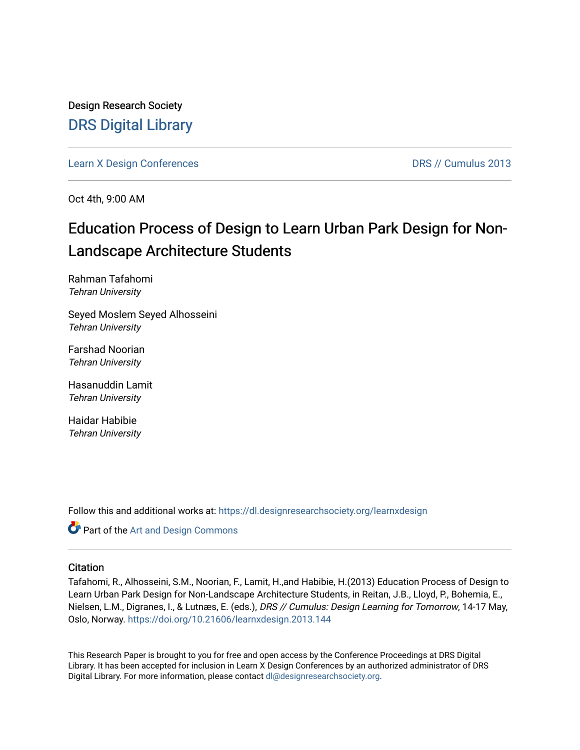Design Research Society

# DRS Digital Library

Learn X Design Conferences | DRS // Cumulus 2013

Oct 4th, 9:00 AM

## Education Process of Design to Learn Urban Park Design for Non-Landscape Architecture Students

Rahman Tafahomi
*Tehran University*

Seyed Moslem Seyed Alhosseini
*Tehran University*

Farshad Noorian
*Tehran University*

Hasanuddin Lamit
*Tehran University*

Haidar Habibie
*Tehran University*

Follow this and additional works at: https://dl.designresearchsociety.org/learnxdesign

Part of the Art and Design Commons

### Citation

Tafahomi, R., Alhosseini, S.M., Noorian, F., Lamit, H.,and Habibie, H.(2013) Education Process of Design to Learn Urban Park Design for Non-Landscape Architecture Students, in Reitan, J.B., Lloyd, P., Bohemia, E., Nielsen, L.M., Digranes, I., & Lutnæs, E. (eds.), *DRS // Cumulus: Design Learning for Tomorrow*, 14-17 May, Oslo, Norway. https://doi.org/10.21606/learnxdesign.2013.144

This Research Paper is brought to you for free and open access by the Conference Proceedings at DRS Digital Library. It has been accepted for inclusion in Learn X Design Conferences by an authorized administrator of DRS Digital Library. For more information, please contact dl@designresearchsociety.org.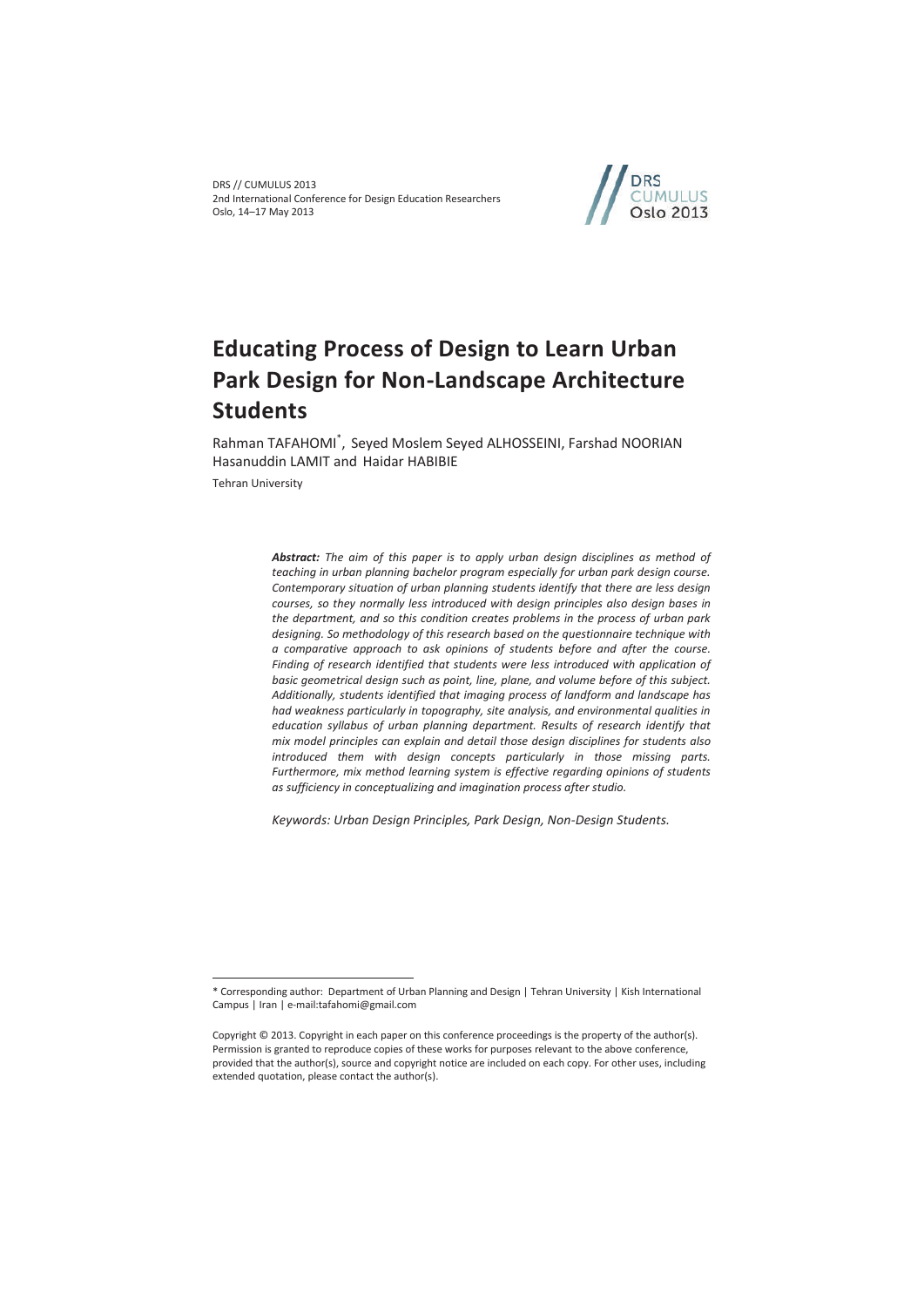DRS // CUMULUS 2013
2nd International Conference for Design Education Researchers
Oslo, 14–17 May 2013

# Educating Process of Design to Learn Urban Park Design for Non-Landscape Architecture Students

Rahman TAFAHOMI*, Seyed Moslem Seyed ALHOSSEINI, Farshad NOORIAN Hasanuddin LAMIT and Haidar HABIBIE

Tehran University

***Abstract:*** *The aim of this paper is to apply urban design disciplines as method of teaching in urban planning bachelor program especially for urban park design course. Contemporary situation of urban planning students identify that there are less design courses, so they normally less introduced with design principles also design bases in the department, and so this condition creates problems in the process of urban park designing. So methodology of this research based on the questionnaire technique with a comparative approach to ask opinions of students before and after the course. Finding of research identified that students were less introduced with application of basic geometrical design such as point, line, plane, and volume before of this subject. Additionally, students identified that imaging process of landform and landscape has had weakness particularly in topography, site analysis, and environmental qualities in education syllabus of urban planning department. Results of research identify that mix model principles can explain and detail those design disciplines for students also introduced them with design concepts particularly in those missing parts. Furthermore, mix method learning system is effective regarding opinions of students as sufficiency in conceptualizing and imagination process after studio.*

*Keywords: Urban Design Principles, Park Design, Non-Design Students.*

---

* Corresponding author: Department of Urban Planning and Design | Tehran University | Kish International Campus | Iran | e-mail:tafahomi@gmail.com

Copyright © 2013. Copyright in each paper on this conference proceedings is the property of the author(s). Permission is granted to reproduce copies of these works for purposes relevant to the above conference, provided that the author(s), source and copyright notice are included on each copy. For other uses, including extended quotation, please contact the author(s).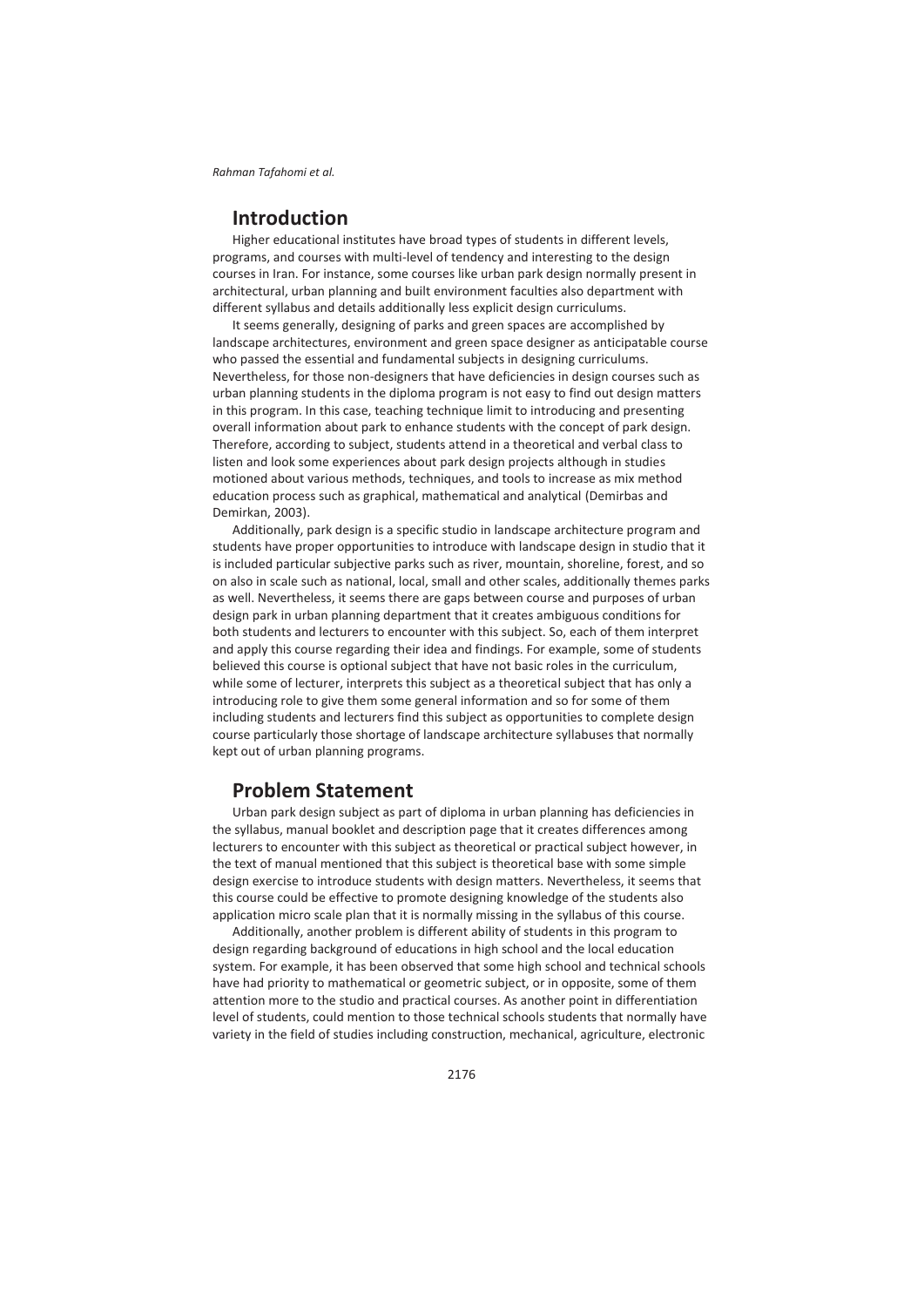## Introduction

Higher educational institutes have broad types of students in different levels, programs, and courses with multi-level of tendency and interesting to the design courses in Iran. For instance, some courses like urban park design normally present in architectural, urban planning and built environment faculties also department with different syllabus and details additionally less explicit design curriculums.

It seems generally, designing of parks and green spaces are accomplished by landscape architectures, environment and green space designer as anticipatable course who passed the essential and fundamental subjects in designing curriculums. Nevertheless, for those non-designers that have deficiencies in design courses such as urban planning students in the diploma program is not easy to find out design matters in this program. In this case, teaching technique limit to introducing and presenting overall information about park to enhance students with the concept of park design. Therefore, according to subject, students attend in a theoretical and verbal class to listen and look some experiences about park design projects although in studies motioned about various methods, techniques, and tools to increase as mix method education process such as graphical, mathematical and analytical (Demirbas and Demirkan, 2003).

Additionally, park design is a specific studio in landscape architecture program and students have proper opportunities to introduce with landscape design in studio that it is included particular subjective parks such as river, mountain, shoreline, forest, and so on also in scale such as national, local, small and other scales, additionally themes parks as well. Nevertheless, it seems there are gaps between course and purposes of urban design park in urban planning department that it creates ambiguous conditions for both students and lecturers to encounter with this subject. So, each of them interpret and apply this course regarding their idea and findings. For example, some of students believed this course is optional subject that have not basic roles in the curriculum, while some of lecturer, interprets this subject as a theoretical subject that has only a introducing role to give them some general information and so for some of them including students and lecturers find this subject as opportunities to complete design course particularly those shortage of landscape architecture syllabuses that normally kept out of urban planning programs.

## Problem Statement

Urban park design subject as part of diploma in urban planning has deficiencies in the syllabus, manual booklet and description page that it creates differences among lecturers to encounter with this subject as theoretical or practical subject however, in the text of manual mentioned that this subject is theoretical base with some simple design exercise to introduce students with design matters. Nevertheless, it seems that this course could be effective to promote designing knowledge of the students also application micro scale plan that it is normally missing in the syllabus of this course.

Additionally, another problem is different ability of students in this program to design regarding background of educations in high school and the local education system. For example, it has been observed that some high school and technical schools have had priority to mathematical or geometric subject, or in opposite, some of them attention more to the studio and practical courses. As another point in differentiation level of students, could mention to those technical schools students that normally have variety in the field of studies including construction, mechanical, agriculture, electronic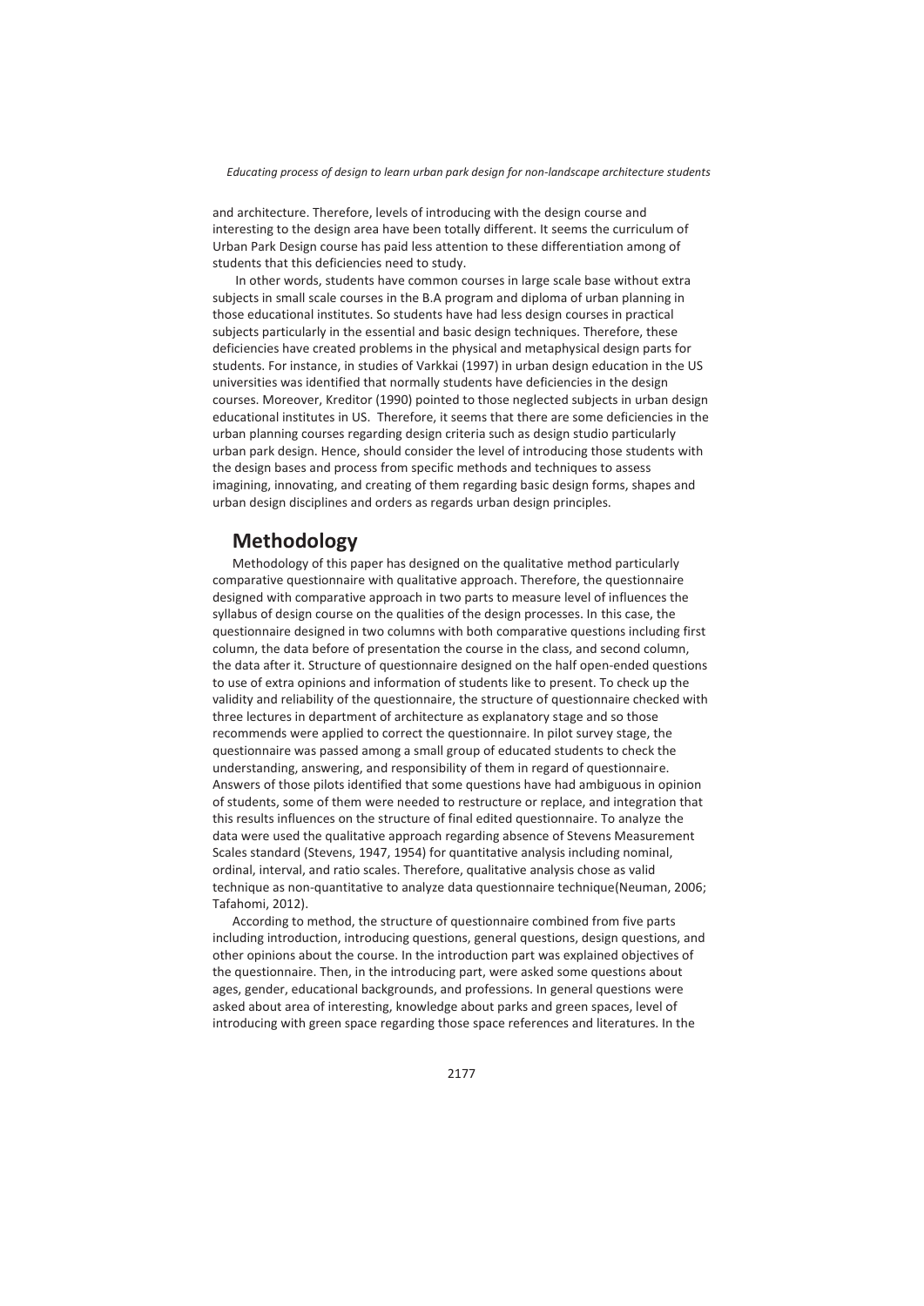and architecture. Therefore, levels of introducing with the design course and interesting to the design area have been totally different. It seems the curriculum of Urban Park Design course has paid less attention to these differentiation among of students that this deficiencies need to study.

In other words, students have common courses in large scale base without extra subjects in small scale courses in the B.A program and diploma of urban planning in those educational institutes. So students have had less design courses in practical subjects particularly in the essential and basic design techniques. Therefore, these deficiencies have created problems in the physical and metaphysical design parts for students. For instance, in studies of Varkkai (1997) in urban design education in the US universities was identified that normally students have deficiencies in the design courses. Moreover, Kreditor (1990) pointed to those neglected subjects in urban design educational institutes in US. Therefore, it seems that there are some deficiencies in the urban planning courses regarding design criteria such as design studio particularly urban park design. Hence, should consider the level of introducing those students with the design bases and process from specific methods and techniques to assess imagining, innovating, and creating of them regarding basic design forms, shapes and urban design disciplines and orders as regards urban design principles.

## Methodology

Methodology of this paper has designed on the qualitative method particularly comparative questionnaire with qualitative approach. Therefore, the questionnaire designed with comparative approach in two parts to measure level of influences the syllabus of design course on the qualities of the design processes. In this case, the questionnaire designed in two columns with both comparative questions including first column, the data before of presentation the course in the class, and second column, the data after it. Structure of questionnaire designed on the half open-ended questions to use of extra opinions and information of students like to present. To check up the validity and reliability of the questionnaire, the structure of questionnaire checked with three lectures in department of architecture as explanatory stage and so those recommends were applied to correct the questionnaire. In pilot survey stage, the questionnaire was passed among a small group of educated students to check the understanding, answering, and responsibility of them in regard of questionnaire. Answers of those pilots identified that some questions have had ambiguous in opinion of students, some of them were needed to restructure or replace, and integration that this results influences on the structure of final edited questionnaire. To analyze the data were used the qualitative approach regarding absence of Stevens Measurement Scales standard (Stevens, 1947, 1954) for quantitative analysis including nominal, ordinal, interval, and ratio scales. Therefore, qualitative analysis chose as valid technique as non-quantitative to analyze data questionnaire technique(Neuman, 2006; Tafahomi, 2012).

According to method, the structure of questionnaire combined from five parts including introduction, introducing questions, general questions, design questions, and other opinions about the course. In the introduction part was explained objectives of the questionnaire. Then, in the introducing part, were asked some questions about ages, gender, educational backgrounds, and professions. In general questions were asked about area of interesting, knowledge about parks and green spaces, level of introducing with green space regarding those space references and literatures. In the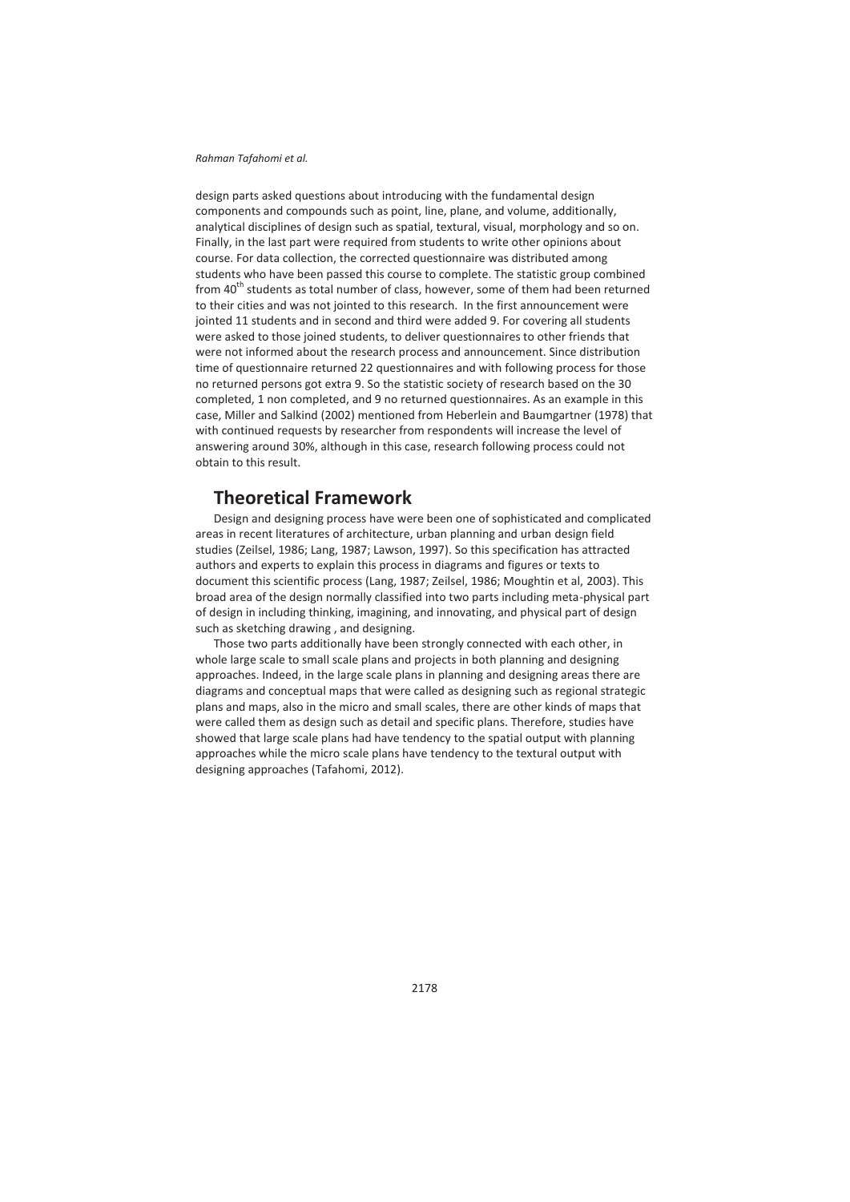design parts asked questions about introducing with the fundamental design components and compounds such as point, line, plane, and volume, additionally, analytical disciplines of design such as spatial, textural, visual, morphology and so on. Finally, in the last part were required from students to write other opinions about course. For data collection, the corrected questionnaire was distributed among students who have been passed this course to complete. The statistic group combined from 40$^{th}$ students as total number of class, however, some of them had been returned to their cities and was not jointed to this research. In the first announcement were jointed 11 students and in second and third were added 9. For covering all students were asked to those joined students, to deliver questionnaires to other friends that were not informed about the research process and announcement. Since distribution time of questionnaire returned 22 questionnaires and with following process for those no returned persons got extra 9. So the statistic society of research based on the 30 completed, 1 non completed, and 9 no returned questionnaires. As an example in this case, Miller and Salkind (2002) mentioned from Heberlein and Baumgartner (1978) that with continued requests by researcher from respondents will increase the level of answering around 30%, although in this case, research following process could not obtain to this result.

## Theoretical Framework

Design and designing process have were been one of sophisticated and complicated areas in recent literatures of architecture, urban planning and urban design field studies (Zeilsel, 1986; Lang, 1987; Lawson, 1997). So this specification has attracted authors and experts to explain this process in diagrams and figures or texts to document this scientific process (Lang, 1987; Zeilsel, 1986; Moughtin et al, 2003). This broad area of the design normally classified into two parts including meta-physical part of design in including thinking, imagining, and innovating, and physical part of design such as sketching drawing , and designing.

Those two parts additionally have been strongly connected with each other, in whole large scale to small scale plans and projects in both planning and designing approaches. Indeed, in the large scale plans in planning and designing areas there are diagrams and conceptual maps that were called as designing such as regional strategic plans and maps, also in the micro and small scales, there are other kinds of maps that were called them as design such as detail and specific plans. Therefore, studies have showed that large scale plans had have tendency to the spatial output with planning approaches while the micro scale plans have tendency to the textural output with designing approaches (Tafahomi, 2012).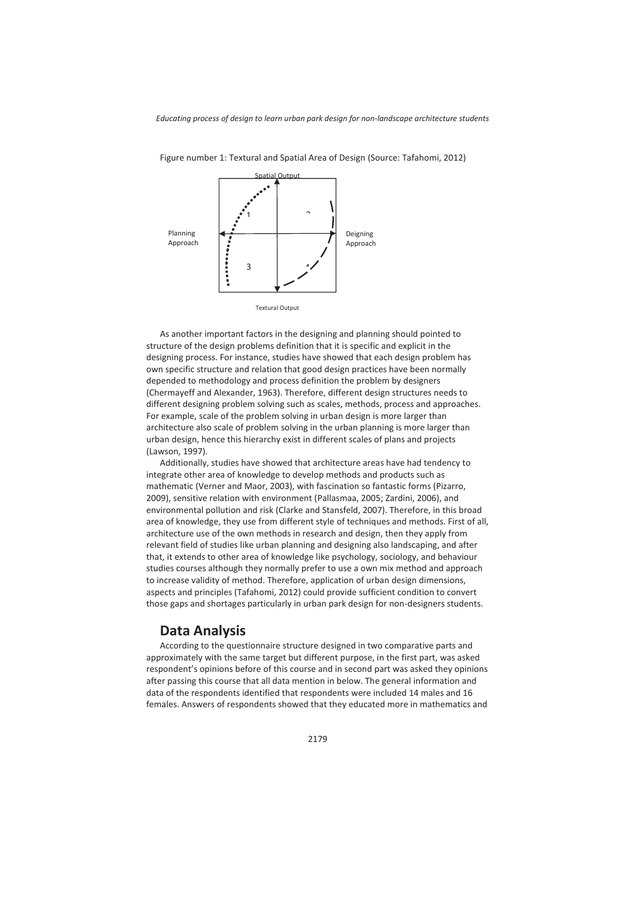Figure number 1: Textural and Spatial Area of Design (Source: Tafahomi, 2012)

Spatial Output

Planning Approach

Deigning Approach

Textural Output

1

2

3

4

As another important factors in the designing and planning should pointed to structure of the design problems definition that it is specific and explicit in the designing process. For instance, studies have showed that each design problem has own specific structure and relation that good design practices have been normally depended to methodology and process definition the problem by designers (Chermayeff and Alexander, 1963). Therefore, different design structures needs to different designing problem solving such as scales, methods, process and approaches. For example, scale of the problem solving in urban design is more larger than architecture also scale of problem solving in the urban planning is more larger than urban design, hence this hierarchy exist in different scales of plans and projects (Lawson, 1997).

Additionally, studies have showed that architecture areas have had tendency to integrate other area of knowledge to develop methods and products such as mathematic (Verner and Maor, 2003), with fascination so fantastic forms (Pizarro, 2009), sensitive relation with environment (Pallasmaa, 2005; Zardini, 2006), and environmental pollution and risk (Clarke and Stansfeld, 2007). Therefore, in this broad area of knowledge, they use from different style of techniques and methods. First of all, architecture use of the own methods in research and design, then they apply from relevant field of studies like urban planning and designing also landscaping, and after that, it extends to other area of knowledge like psychology, sociology, and behaviour studies courses although they normally prefer to use a own mix method and approach to increase validity of method. Therefore, application of urban design dimensions, aspects and principles (Tafahomi, 2012) could provide sufficient condition to convert those gaps and shortages particularly in urban park design for non-designers students.

## Data Analysis

According to the questionnaire structure designed in two comparative parts and approximately with the same target but different purpose, in the first part, was asked respondent's opinions before of this course and in second part was asked they opinions after passing this course that all data mention in below. The general information and data of the respondents identified that respondents were included 14 males and 16 females. Answers of respondents showed that they educated more in mathematics and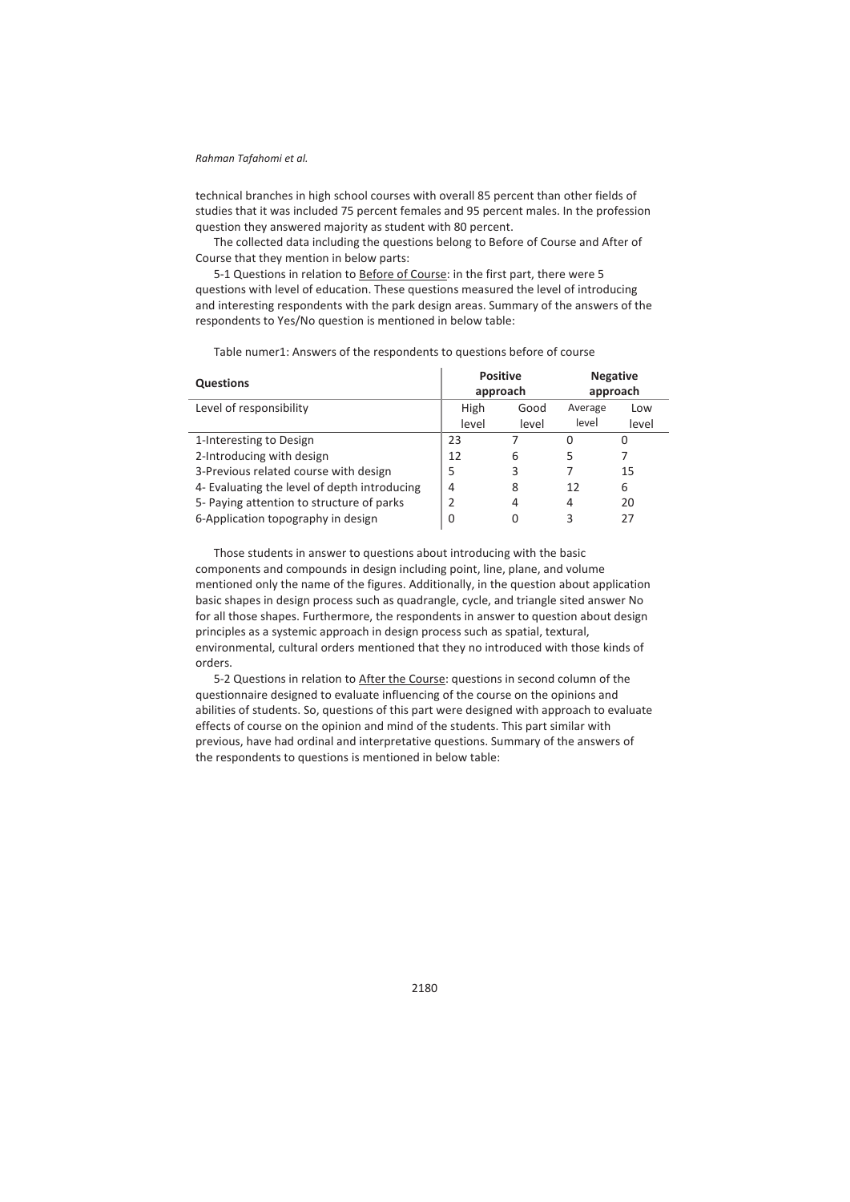technical branches in high school courses with overall 85 percent than other fields of studies that it was included 75 percent females and 95 percent males. In the profession question they answered majority as student with 80 percent.

The collected data including the questions belong to Before of Course and After of Course that they mention in below parts:

5-1 Questions in relation to Before of Course: in the first part, there were 5 questions with level of education. These questions measured the level of introducing and interesting respondents with the park design areas. Summary of the answers of the respondents to Yes/No question is mentioned in below table:

Table numer1: Answers of the respondents to questions before of course

| Questions | Positive approach | | Negative approach | |
|---|---|---|---|---|
| Level of responsibility | High level | Good level | Average level | Low level |
| 1-Interesting to Design | 23 | 7 | 0 | 0 |
| 2-Introducing with design | 12 | 6 | 5 | 7 |
| 3-Previous related course with design | 5 | 3 | 7 | 15 |
| 4- Evaluating the level of depth introducing | 4 | 8 | 12 | 6 |
| 5- Paying attention to structure of parks | 2 | 4 | 4 | 20 |
| 6-Application topography in design | 0 | 0 | 3 | 27 |

Those students in answer to questions about introducing with the basic components and compounds in design including point, line, plane, and volume mentioned only the name of the figures. Additionally, in the question about application basic shapes in design process such as quadrangle, cycle, and triangle sited answer No for all those shapes. Furthermore, the respondents in answer to question about design principles as a systemic approach in design process such as spatial, textural, environmental, cultural orders mentioned that they no introduced with those kinds of orders.

5-2 Questions in relation to After the Course: questions in second column of the questionnaire designed to evaluate influencing of the course on the opinions and abilities of students. So, questions of this part were designed with approach to evaluate effects of course on the opinion and mind of the students. This part similar with previous, have had ordinal and interpretative questions. Summary of the answers of the respondents to questions is mentioned in below table: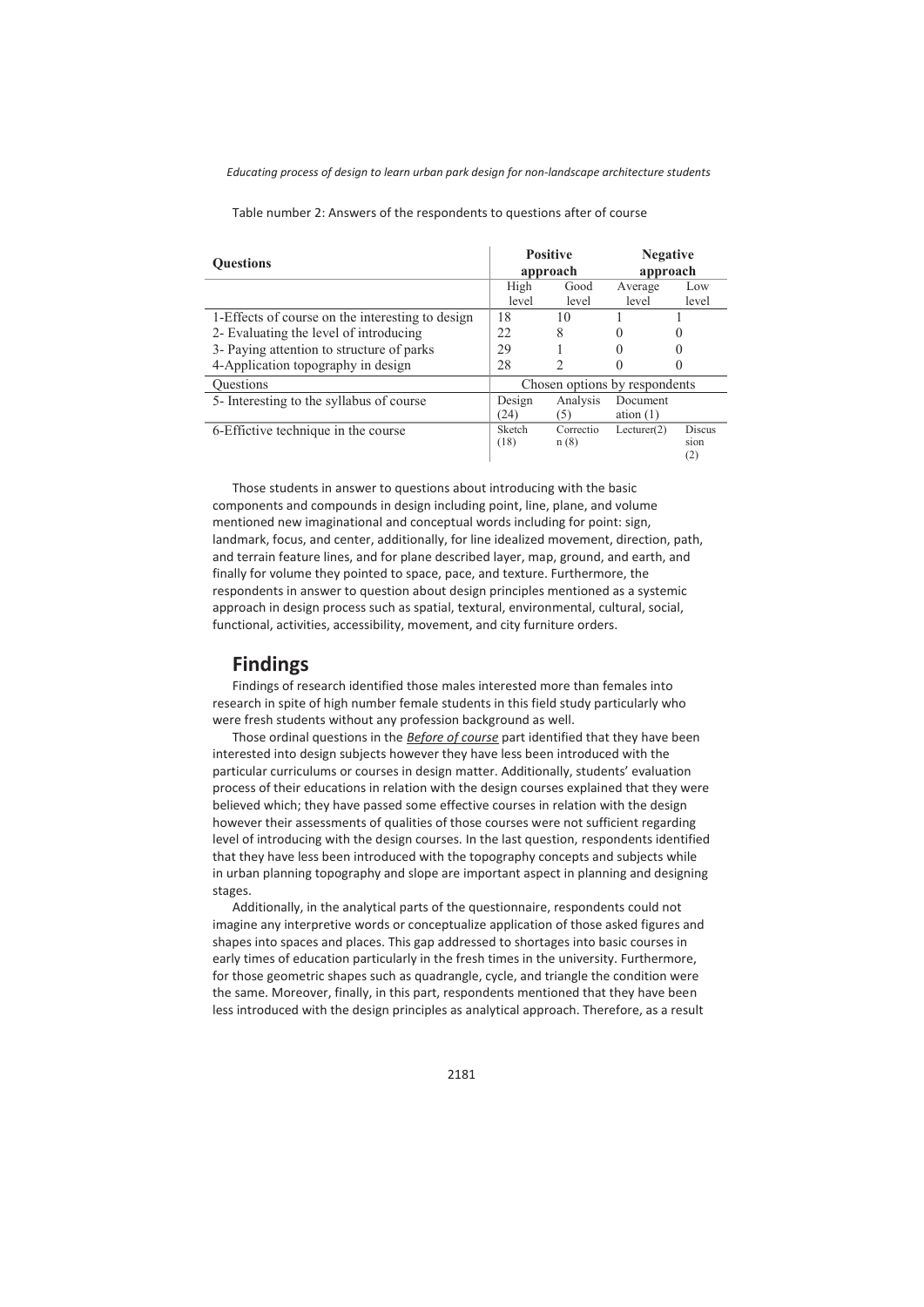Table number 2: Answers of the respondents to questions after of course

| Questions | Positive approach | | Negative approach | |
|---|---|---|---|---|
| | High level | Good level | Average level | Low level |
| 1-Effects of course on the interesting to design | 18 | 10 | 1 | 1 |
| 2- Evaluating the level of introducing | 22 | 8 | 0 | 0 |
| 3- Paying attention to structure of parks | 29 | 1 | 0 | 0 |
| 4-Application topography in design | 28 | 2 | 0 | 0 |
| Questions | Chosen options by respondents | | | |
| 5- Interesting to the syllabus of course | Design (24) | Analysis (5) | Documentation (1) | |
| 6-Effictive technique in the course | Sketch (18) | Correction (8) | Lecturer(2) | Discussion (2) |

Those students in answer to questions about introducing with the basic components and compounds in design including point, line, plane, and volume mentioned new imaginational and conceptual words including for point: sign, landmark, focus, and center, additionally, for line idealized movement, direction, path, and terrain feature lines, and for plane described layer, map, ground, and earth, and finally for volume they pointed to space, pace, and texture. Furthermore, the respondents in answer to question about design principles mentioned as a systemic approach in design process such as spatial, textural, environmental, cultural, social, functional, activities, accessibility, movement, and city furniture orders.

## Findings

Findings of research identified those males interested more than females into research in spite of high number female students in this field study particularly who were fresh students without any profession background as well.

Those ordinal questions in the ***Before of course*** part identified that they have been interested into design subjects however they have less been introduced with the particular curriculums or courses in design matter. Additionally, students' evaluation process of their educations in relation with the design courses explained that they were believed which; they have passed some effective courses in relation with the design however their assessments of qualities of those courses were not sufficient regarding level of introducing with the design courses. In the last question, respondents identified that they have less been introduced with the topography concepts and subjects while in urban planning topography and slope are important aspect in planning and designing stages.

Additionally, in the analytical parts of the questionnaire, respondents could not imagine any interpretive words or conceptualize application of those asked figures and shapes into spaces and places. This gap addressed to shortages into basic courses in early times of education particularly in the fresh times in the university. Furthermore, for those geometric shapes such as quadrangle, cycle, and triangle the condition were the same. Moreover, finally, in this part, respondents mentioned that they have been less introduced with the design principles as analytical approach. Therefore, as a result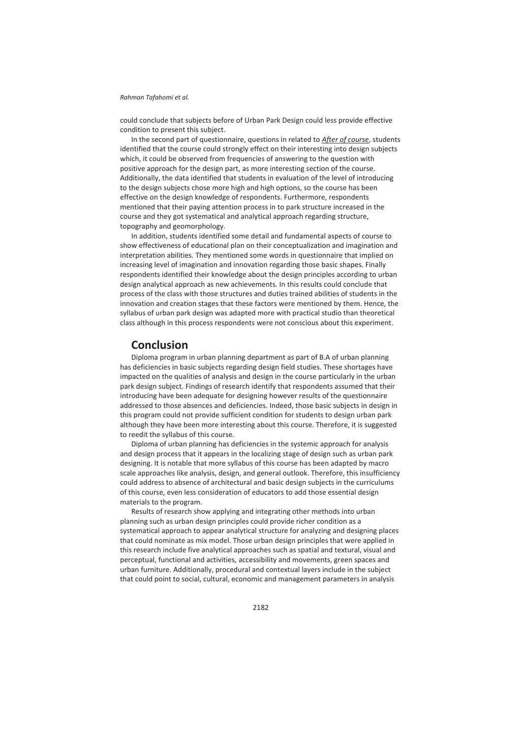could conclude that subjects before of Urban Park Design could less provide effective condition to present this subject.

In the second part of questionnaire, questions in related to ***After of course***, students identified that the course could strongly effect on their interesting into design subjects which, it could be observed from frequencies of answering to the question with positive approach for the design part, as more interesting section of the course. Additionally, the data identified that students in evaluation of the level of introducing to the design subjects chose more high and high options, so the course has been effective on the design knowledge of respondents. Furthermore, respondents mentioned that their paying attention process in to park structure increased in the course and they got systematical and analytical approach regarding structure, topography and geomorphology.

In addition, students identified some detail and fundamental aspects of course to show effectiveness of educational plan on their conceptualization and imagination and interpretation abilities. They mentioned some words in questionnaire that implied on increasing level of imagination and innovation regarding those basic shapes. Finally respondents identified their knowledge about the design principles according to urban design analytical approach as new achievements. In this results could conclude that process of the class with those structures and duties trained abilities of students in the innovation and creation stages that these factors were mentioned by them. Hence, the syllabus of urban park design was adapted more with practical studio than theoretical class although in this process respondents were not conscious about this experiment.

## Conclusion

Diploma program in urban planning department as part of B.A of urban planning has deficiencies in basic subjects regarding design field studies. These shortages have impacted on the qualities of analysis and design in the course particularly in the urban park design subject. Findings of research identify that respondents assumed that their introducing have been adequate for designing however results of the questionnaire addressed to those absences and deficiencies. Indeed, those basic subjects in design in this program could not provide sufficient condition for students to design urban park although they have been more interesting about this course. Therefore, it is suggested to reedit the syllabus of this course.

Diploma of urban planning has deficiencies in the systemic approach for analysis and design process that it appears in the localizing stage of design such as urban park designing. It is notable that more syllabus of this course has been adapted by macro scale approaches like analysis, design, and general outlook. Therefore, this insufficiency could address to absence of architectural and basic design subjects in the curriculums of this course, even less consideration of educators to add those essential design materials to the program.

Results of research show applying and integrating other methods into urban planning such as urban design principles could provide richer condition as a systematical approach to appear analytical structure for analyzing and designing places that could nominate as mix model. Those urban design principles that were applied in this research include five analytical approaches such as spatial and textural, visual and perceptual, functional and activities, accessibility and movements, green spaces and urban furniture. Additionally, procedural and contextual layers include in the subject that could point to social, cultural, economic and management parameters in analysis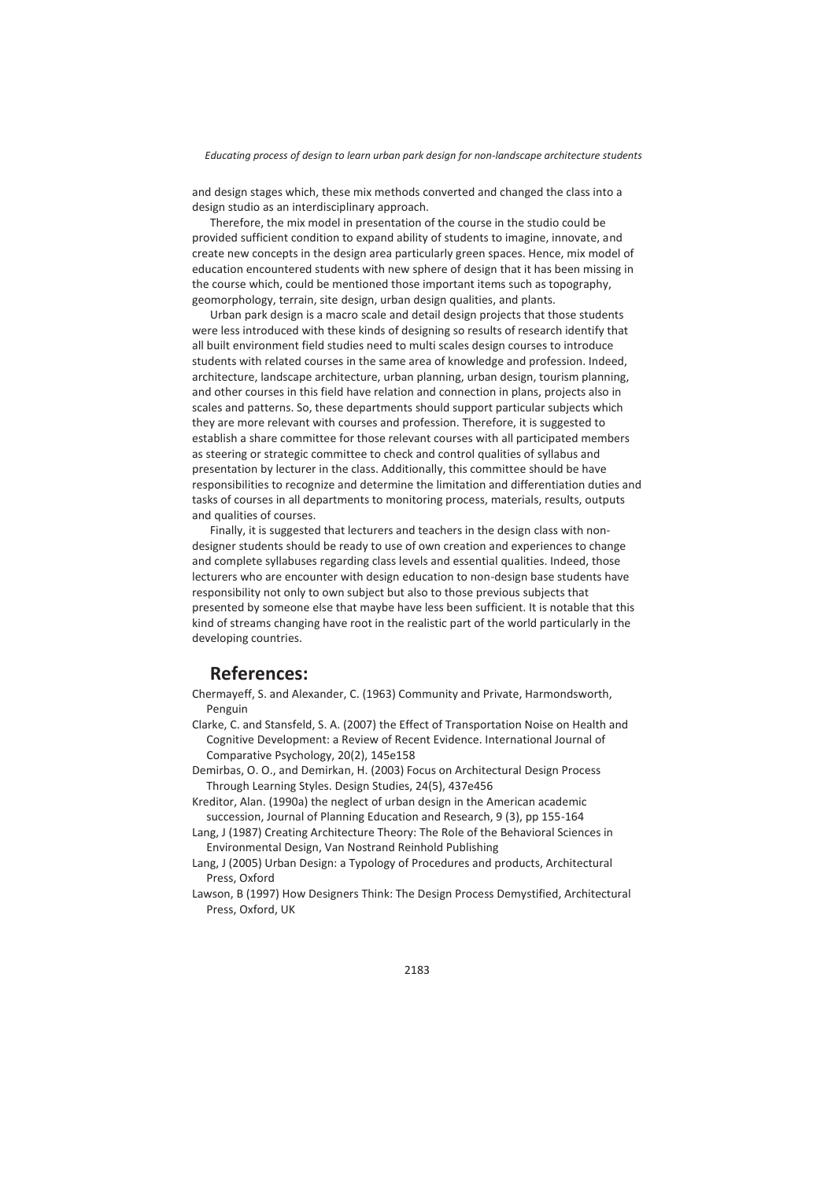and design stages which, these mix methods converted and changed the class into a design studio as an interdisciplinary approach.

Therefore, the mix model in presentation of the course in the studio could be provided sufficient condition to expand ability of students to imagine, innovate, and create new concepts in the design area particularly green spaces. Hence, mix model of education encountered students with new sphere of design that it has been missing in the course which, could be mentioned those important items such as topography, geomorphology, terrain, site design, urban design qualities, and plants.

Urban park design is a macro scale and detail design projects that those students were less introduced with these kinds of designing so results of research identify that all built environment field studies need to multi scales design courses to introduce students with related courses in the same area of knowledge and profession. Indeed, architecture, landscape architecture, urban planning, urban design, tourism planning, and other courses in this field have relation and connection in plans, projects also in scales and patterns. So, these departments should support particular subjects which they are more relevant with courses and profession. Therefore, it is suggested to establish a share committee for those relevant courses with all participated members as steering or strategic committee to check and control qualities of syllabus and presentation by lecturer in the class. Additionally, this committee should be have responsibilities to recognize and determine the limitation and differentiation duties and tasks of courses in all departments to monitoring process, materials, results, outputs and qualities of courses.

Finally, it is suggested that lecturers and teachers in the design class with non-designer students should be ready to use of own creation and experiences to change and complete syllabuses regarding class levels and essential qualities. Indeed, those lecturers who are encounter with design education to non-design base students have responsibility not only to own subject but also to those previous subjects that presented by someone else that maybe have less been sufficient. It is notable that this kind of streams changing have root in the realistic part of the world particularly in the developing countries.

## References:

Chermayeff, S. and Alexander, C. (1963) Community and Private, Harmondsworth, Penguin

Clarke, C. and Stansfeld, S. A. (2007) the Effect of Transportation Noise on Health and Cognitive Development: a Review of Recent Evidence. International Journal of Comparative Psychology, 20(2), 145e158

Demirbas, O. O., and Demirkan, H. (2003) Focus on Architectural Design Process Through Learning Styles. Design Studies, 24(5), 437e456

Kreditor, Alan. (1990a) the neglect of urban design in the American academic succession, Journal of Planning Education and Research, 9 (3), pp 155-164

Lang, J (1987) Creating Architecture Theory: The Role of the Behavioral Sciences in Environmental Design, Van Nostrand Reinhold Publishing

Lang, J (2005) Urban Design: a Typology of Procedures and products, Architectural Press, Oxford

Lawson, B (1997) How Designers Think: The Design Process Demystified, Architectural Press, Oxford, UK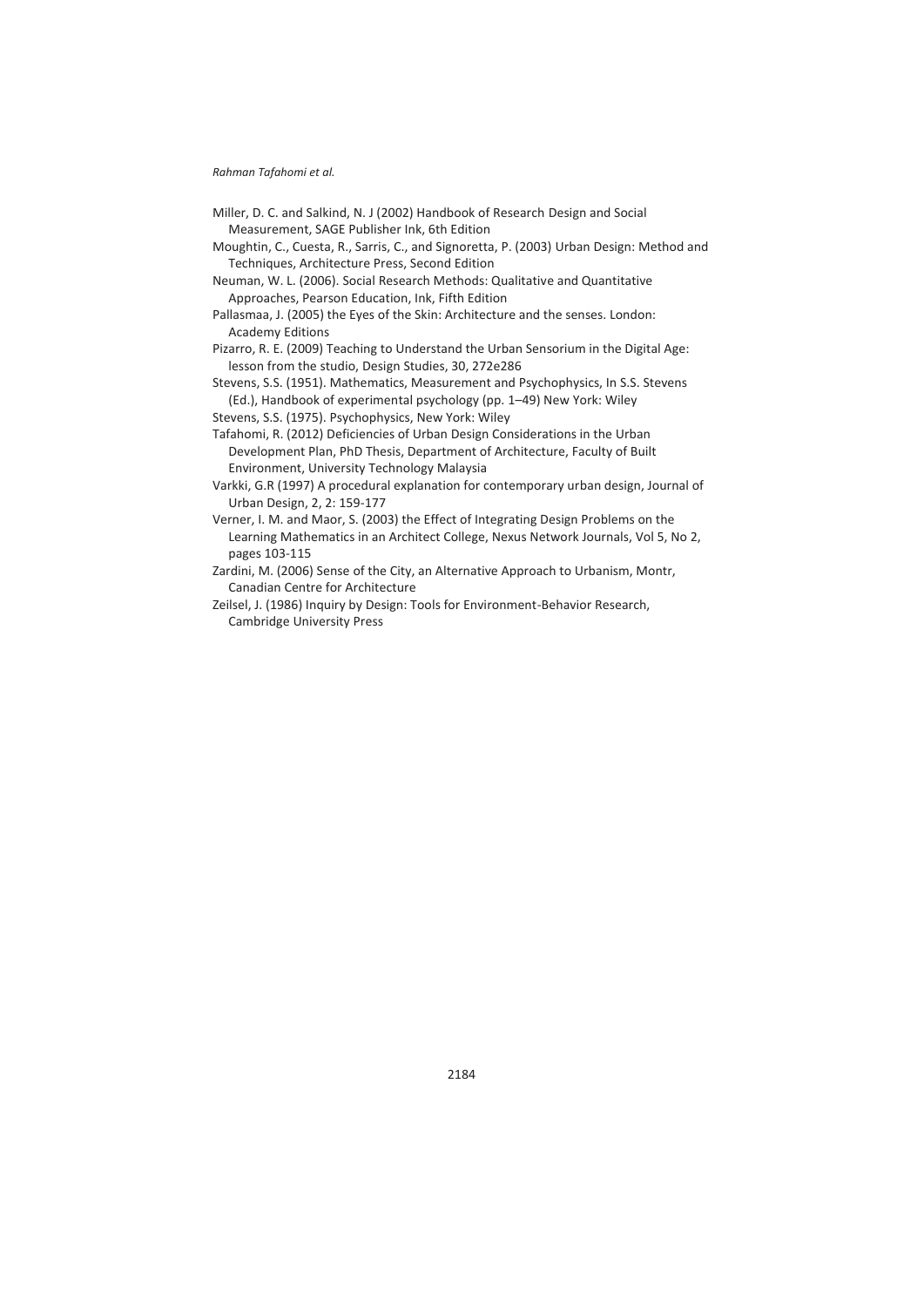Miller, D. C. and Salkind, N. J (2002) Handbook of Research Design and Social Measurement, SAGE Publisher Ink, 6th Edition

Moughtin, C., Cuesta, R., Sarris, C., and Signoretta, P. (2003) Urban Design: Method and Techniques, Architecture Press, Second Edition

Neuman, W. L. (2006). Social Research Methods: Qualitative and Quantitative Approaches, Pearson Education, Ink, Fifth Edition

Pallasmaa, J. (2005) the Eyes of the Skin: Architecture and the senses. London: Academy Editions

Pizarro, R. E. (2009) Teaching to Understand the Urban Sensorium in the Digital Age: lesson from the studio, Design Studies, 30, 272e286

Stevens, S.S. (1951). Mathematics, Measurement and Psychophysics, In S.S. Stevens (Ed.), Handbook of experimental psychology (pp. 1–49) New York: Wiley

Stevens, S.S. (1975). Psychophysics, New York: Wiley

Tafahomi, R. (2012) Deficiencies of Urban Design Considerations in the Urban Development Plan, PhD Thesis, Department of Architecture, Faculty of Built Environment, University Technology Malaysia

Varkki, G.R (1997) A procedural explanation for contemporary urban design, Journal of Urban Design, 2, 2: 159-177

Verner, I. M. and Maor, S. (2003) the Effect of Integrating Design Problems on the Learning Mathematics in an Architect College, Nexus Network Journals, Vol 5, No 2, pages 103-115

Zardini, M. (2006) Sense of the City, an Alternative Approach to Urbanism, Montr, Canadian Centre for Architecture

Zeilsel, J. (1986) Inquiry by Design: Tools for Environment-Behavior Research, Cambridge University Press